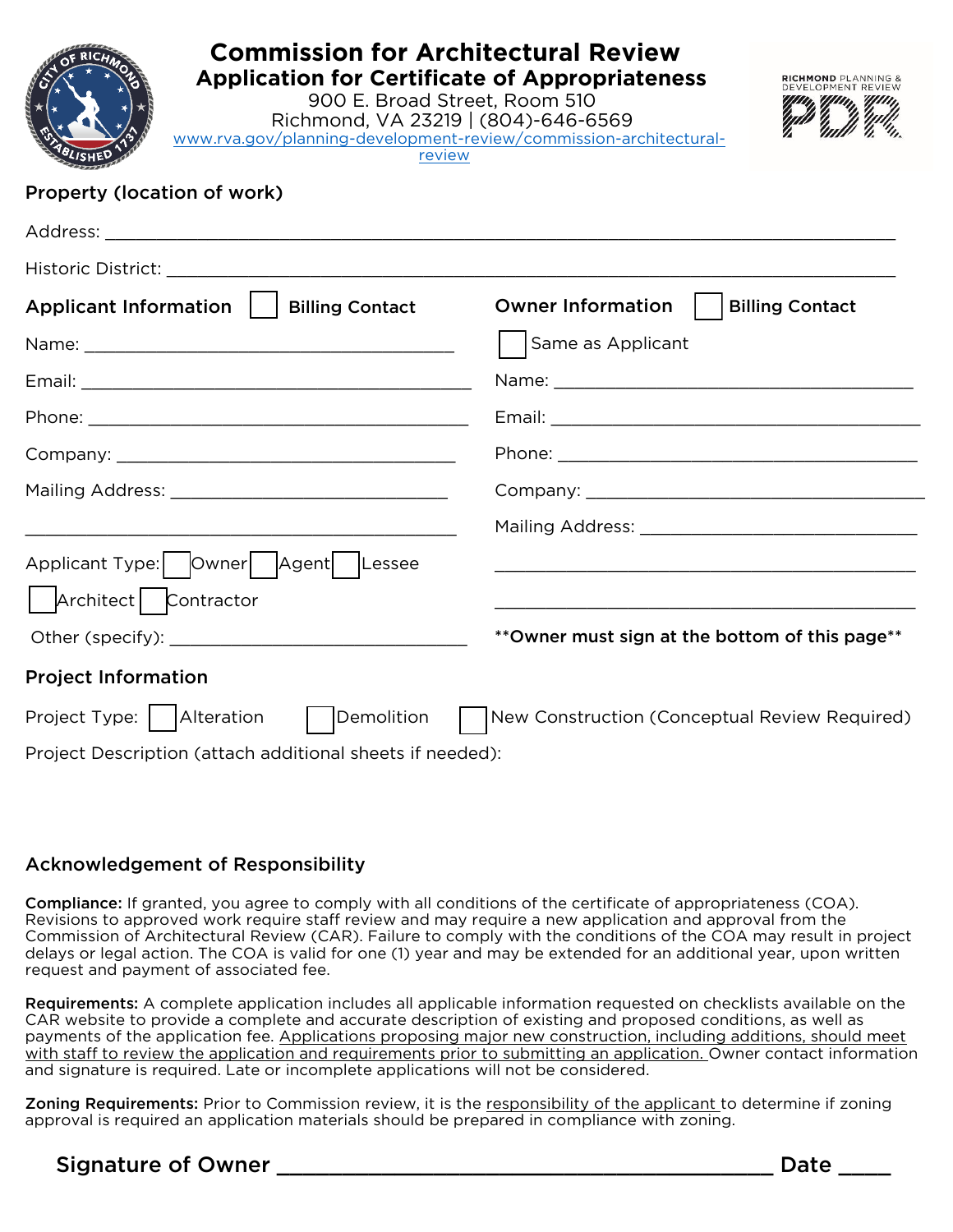# Commission for Architectural Review
## Application for Certificate of Appropriateness

900 E. Broad Street, Room 510
Richmond, VA 23219 | (804)-646-6569
www.rva.gov/planning-development-review/commission-architectural-review

RICHMOND PLANNING & DEVELOPMENT REVIEW
PDR

### Property (location of work)

Address: ___________________________________________________________________

Historic District: ______________________________________________________________

### Applicant Information ☐ Billing Contact

Name: ________________________________

Email: ________________________________

Phone: ________________________________

Company: ______________________________

Mailing Address: _________________________

__________________________________________

Applicant Type: ☐ Owner ☐ Agent ☐ Lessee

☐ Architect ☐ Contractor

Other (specify): __________________________

### Owner Information ☐ Billing Contact

☐ Same as Applicant

Name: ________________________________

Email: ________________________________

Phone: ________________________________

Company: ______________________________

Mailing Address: _________________________

__________________________________________

__________________________________________

**\*\*Owner must sign at the bottom of this page\*\***

### Project Information

Project Type: ☐ Alteration ☐ Demolition ☐ New Construction (Conceptual Review Required)

Project Description (attach additional sheets if needed):

### Acknowledgement of Responsibility

**Compliance:** If granted, you agree to comply with all conditions of the certificate of appropriateness (COA). Revisions to approved work require staff review and may require a new application and approval from the Commission of Architectural Review (CAR). Failure to comply with the conditions of the COA may result in project delays or legal action. The COA is valid for one (1) year and may be extended for an additional year, upon written request and payment of associated fee.

**Requirements:** A complete application includes all applicable information requested on checklists available on the CAR website to provide a complete and accurate description of existing and proposed conditions, as well as payments of the application fee. Applications proposing major new construction, including additions, should meet with staff to review the application and requirements prior to submitting an application. Owner contact information and signature is required. Late or incomplete applications will not be considered.

**Zoning Requirements:** Prior to Commission review, it is the responsibility of the applicant to determine if zoning approval is required an application materials should be prepared in compliance with zoning.

**Signature of Owner** ________________________________________ **Date** _____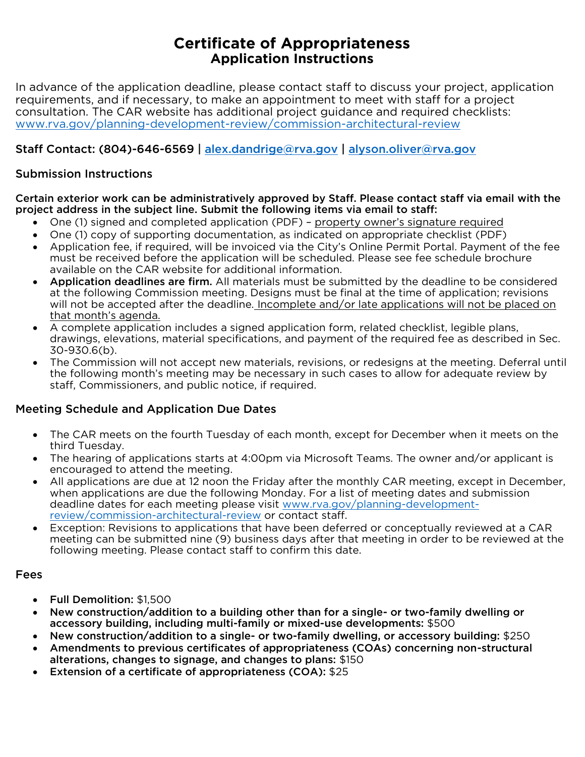# Certificate of Appropriateness
## Application Instructions

In advance of the application deadline, please contact staff to discuss your project, application requirements, and if necessary, to make an appointment to meet with staff for a project consultation. The CAR website has additional project guidance and required checklists: www.rva.gov/planning-development-review/commission-architectural-review

**Staff Contact: (804)-646-6569 | alex.dandrige@rva.gov | alyson.oliver@rva.gov**

### Submission Instructions

**Certain exterior work can be administratively approved by Staff. Please contact staff via email with the project address in the subject line. Submit the following items via email to staff:**

- One (1) signed and completed application (PDF) – property owner's signature required
- One (1) copy of supporting documentation, as indicated on appropriate checklist (PDF)
- Application fee, if required, will be invoiced via the City's Online Permit Portal. Payment of the fee must be received before the application will be scheduled. Please see fee schedule brochure available on the CAR website for additional information.
- **Application deadlines are firm.** All materials must be submitted by the deadline to be considered at the following Commission meeting. Designs must be final at the time of application; revisions will not be accepted after the deadline. Incomplete and/or late applications will not be placed on that month's agenda.
- A complete application includes a signed application form, related checklist, legible plans, drawings, elevations, material specifications, and payment of the required fee as described in Sec. 30-930.6(b).
- The Commission will not accept new materials, revisions, or redesigns at the meeting. Deferral until the following month's meeting may be necessary in such cases to allow for adequate review by staff, Commissioners, and public notice, if required.

### Meeting Schedule and Application Due Dates

- The CAR meets on the fourth Tuesday of each month, except for December when it meets on the third Tuesday.
- The hearing of applications starts at 4:00pm via Microsoft Teams. The owner and/or applicant is encouraged to attend the meeting.
- All applications are due at 12 noon the Friday after the monthly CAR meeting, except in December, when applications are due the following Monday. For a list of meeting dates and submission deadline dates for each meeting please visit www.rva.gov/planning-development-review/commission-architectural-review or contact staff.
- Exception: Revisions to applications that have been deferred or conceptually reviewed at a CAR meeting can be submitted nine (9) business days after that meeting in order to be reviewed at the following meeting. Please contact staff to confirm this date.

### Fees

- **Full Demolition:** $1,500
- **New construction/addition to a building other than for a single- or two-family dwelling or accessory building, including multi-family or mixed-use developments:** $500
- **New construction/addition to a single- or two-family dwelling, or accessory building:** $250
- **Amendments to previous certificates of appropriateness (COAs) concerning non-structural alterations, changes to signage, and changes to plans:** $150
- **Extension of a certificate of appropriateness (COA):** $25